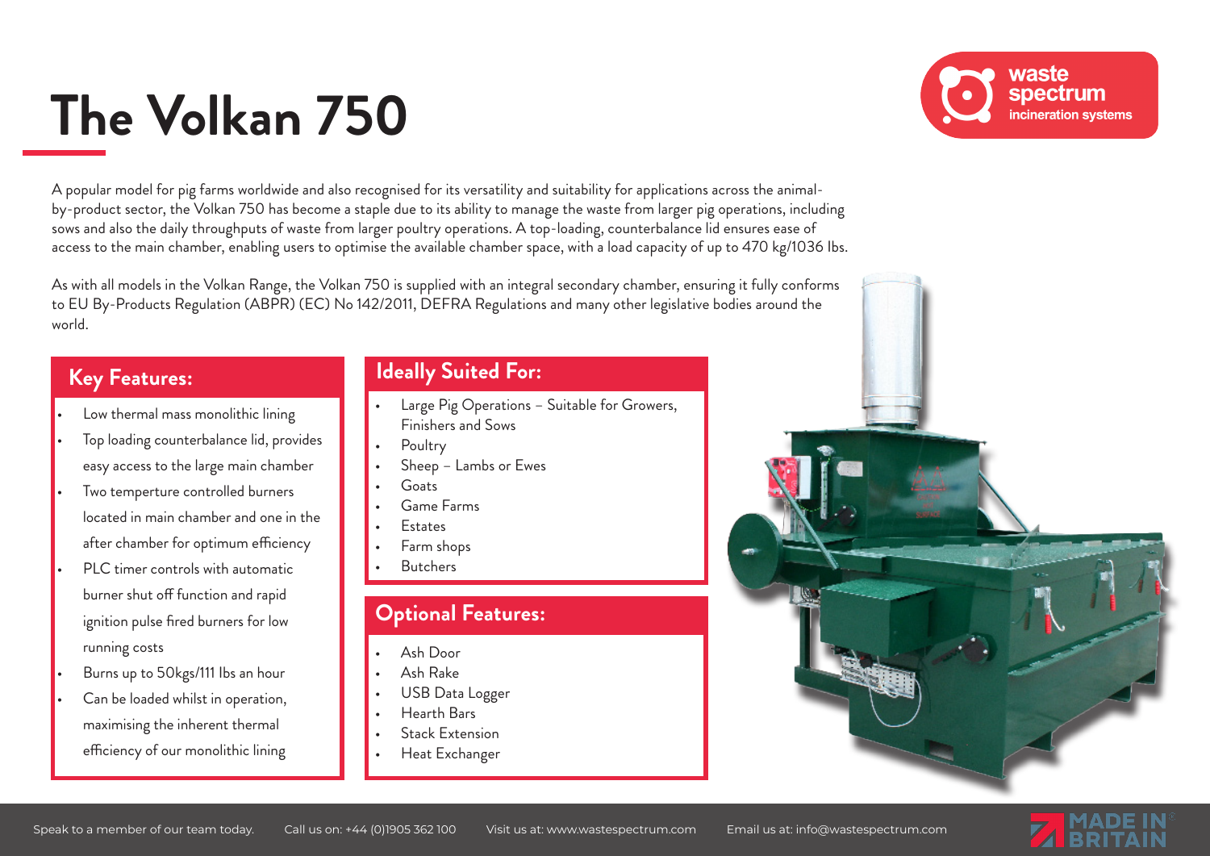# The Volkan 750

A popular model for pig farms worldwide and also recognised for its versatility and suitability for applications across the animal-by-product sector, the Volkan 750 has become a staple due to its ability to manage the waste from larger pig operations, including sows and also the daily throughputs of waste from larger poultry operations. A top-loading, counterbalance lid ensures ease of access to the main chamber, enabling users to optimise the available chamber space, with a load capacity of up to 470 kg/1036 lbs.

As with all models in the Volkan Range, the Volkan 750 is supplied with an integral secondary chamber, ensuring it fully conforms to EU By-Products Regulation (ABPR) (EC) No 142/2011, DEFRA Regulations and many other legislative bodies around the world.

## Key Features:

- Low thermal mass monolithic lining
- Top loading counterbalance lid, provides easy access to the large main chamber
- Two temperture controlled burners located in main chamber and one in the after chamber for optimum efficiency
- PLC timer controls with automatic burner shut off function and rapid ignition pulse fired burners for low running costs
- Burns up to 50kgs/111 lbs an hour
- Can be loaded whilst in operation, maximising the inherent thermal efficiency of our monolithic lining

## Ideally Suited For:

- Large Pig Operations – Suitable for Growers, Finishers and Sows
- Poultry
- Sheep – Lambs or Ewes
- Goats
- Game Farms
- Estates
- Farm shops
- Butchers

## Optional Features:

- Ash Door
- Ash Rake
- USB Data Logger
- Hearth Bars
- Stack Extension
- Heat Exchanger

Speak to a member of our team today. Call us on: +44 (0)1905 362 100 Visit us at: www.wastespectrum.com Email us at: info@wastespectrum.com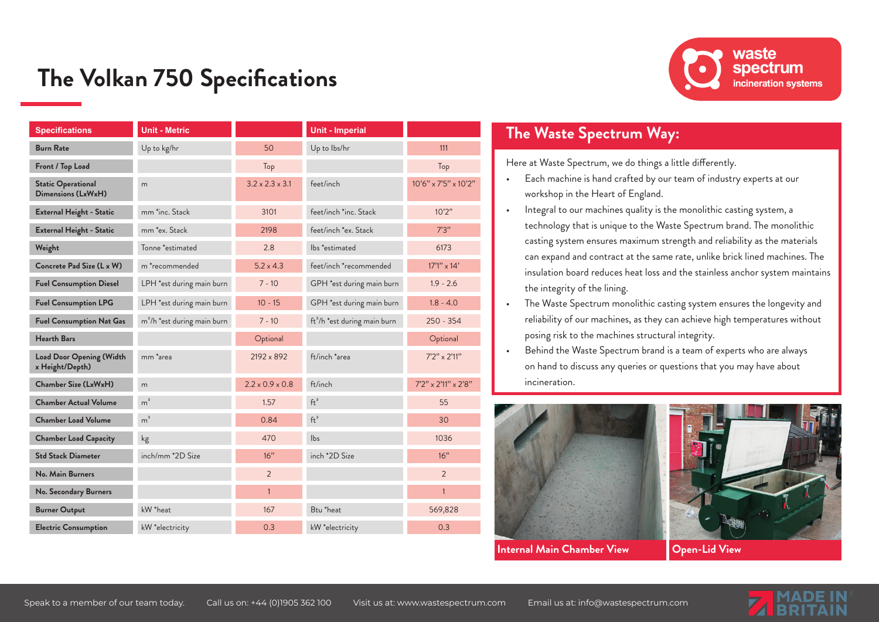# The Volkan 750 Specifications

| Specifications | Unit - Metric | | Unit - Imperial | |
|---|---|---|---|---|
| Burn Rate | Up to kg/hr | 50 | Up to lbs/hr | 111 |
| Front / Top Load | | Top | | Top |
| Static Operational Dimensions (LxWxH) | m | 3.2 x 2.3 x 3.1 | feet/inch | 10'6" x 7'5" x 10'2" |
| External Height - Static | mm *inc. Stack | 3101 | feet/inch *inc. Stack | 10'2" |
| External Height - Static | mm *ex. Stack | 2198 | feet/inch *ex. Stack | 7'3" |
| Weight | Tonne *estimated | 2.8 | lbs *estimated | 6173 |
| Concrete Pad Size (L x W) | m *recommended | 5.2 x 4.3 | feet/inch *recommended | 17'1" x 14' |
| Fuel Consumption Diesel | LPH *est during main burn | 7 - 10 | GPH *est during main burn | 1.9 - 2.6 |
| Fuel Consumption LPG | LPH *est during main burn | 10 - 15 | GPH *est during main burn | 1.8 - 4.0 |
| Fuel Consumption Nat Gas | $m^3$/h *est during main burn | 7 - 10 | $ft^3$/h *est during main burn | 250 - 354 |
| Hearth Bars | | Optional | | Optional |
| Load Door Opening (Width x Height/Depth) | mm *area | 2192 x 892 | ft/inch *area | 7'2" x 2'11" |
| Chamber Size (LxWxH) | m | 2.2 x 0.9 x 0.8 | ft/inch | 7'2" x 2'11" x 2'8" |
| Chamber Actual Volume | $m^3$ | 1.57 | $ft^3$ | 55 |
| Chamber Load Volume | $m^3$ | 0.84 | $ft^3$ | 30 |
| Chamber Load Capacity | kg | 470 | lbs | 1036 |
| Std Stack Diameter | inch/mm *2D Size | 16" | inch *2D Size | 16" |
| No. Main Burners | | 2 | | 2 |
| No. Secondary Burners | | 1 | | 1 |
| Burner Output | kW *heat | 167 | Btu *heat | 569,828 |
| Electric Consumption | kW *electricity | 0.3 | kW *electricity | 0.3 |

## The Waste Spectrum Way:

Here at Waste Spectrum, we do things a little differently.

- Each machine is hand crafted by our team of industry experts at our workshop in the Heart of England.
- Integral to our machines quality is the monolithic casting system, a technology that is unique to the Waste Spectrum brand. The monolithic casting system ensures maximum strength and reliability as the materials can expand and contract at the same rate, unlike brick lined machines. The insulation board reduces heat loss and the stainless anchor system maintains the integrity of the lining.
- The Waste Spectrum monolithic casting system ensures the longevity and reliability of our machines, as they can achieve high temperatures without posing risk to the machines structural integrity.
- Behind the Waste Spectrum brand is a team of experts who are always on hand to discuss any queries or questions that you may have about incineration.

Internal Main Chamber View

Open-Lid View

Speak to a member of our team today. Call us on: +44 (0)1905 362 100 Visit us at: www.wastespectrum.com Email us at: info@wastespectrum.com